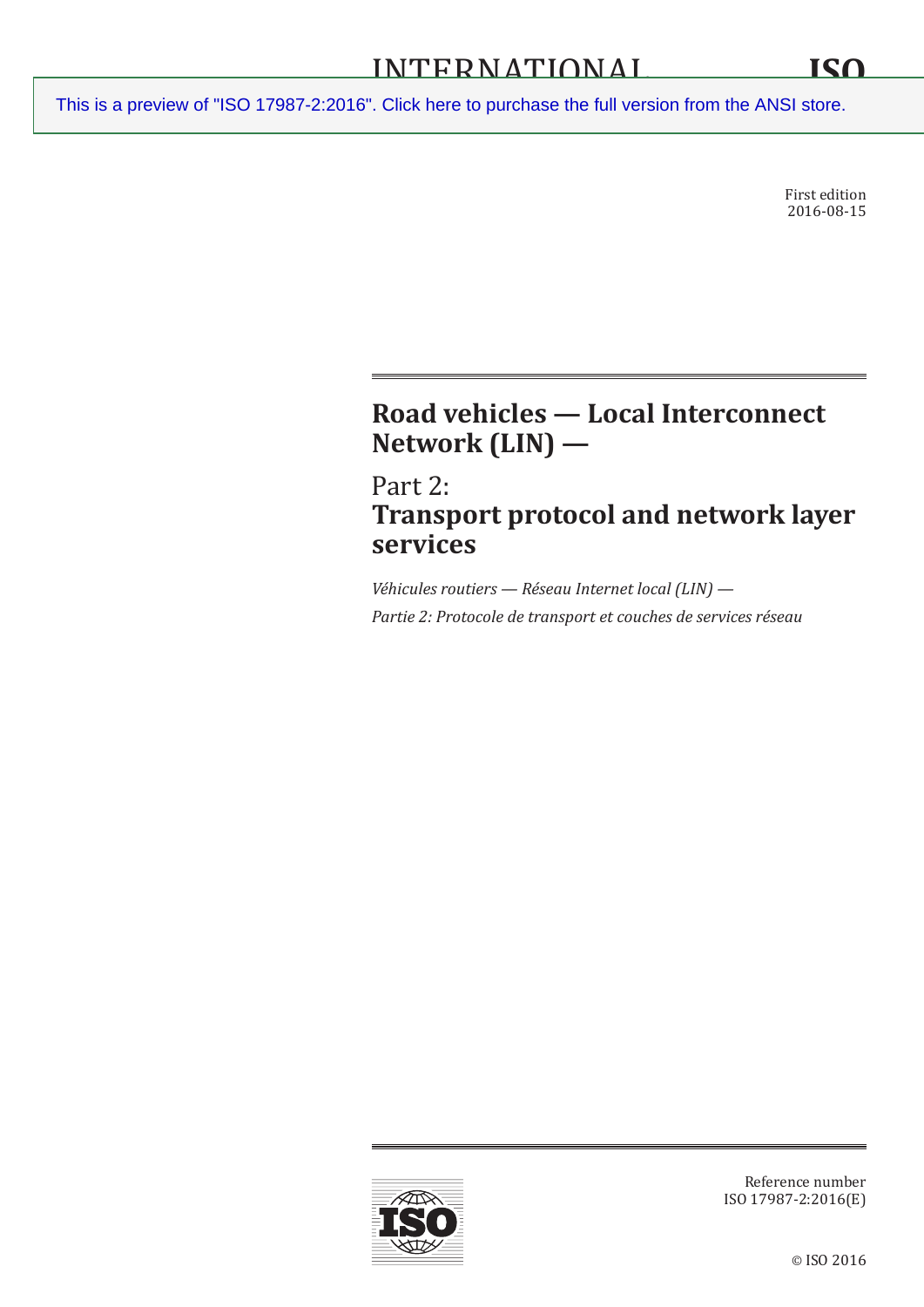INTERNATIONAL STANDARD

ISO 17987-2

This is a preview of "ISO 17987-2:2016". Click here to purchase the full version from the ANSI store.

First edition
2016-08-15

# Road vehicles — Local Interconnect Network (LIN) —

## Part 2:
## Transport protocol and network layer services

*Véhicules routiers — Réseau Internet local (LIN) —*

*Partie 2: Protocole de transport et couches de services réseau*

Reference number
ISO 17987-2:2016(E)

© ISO 2016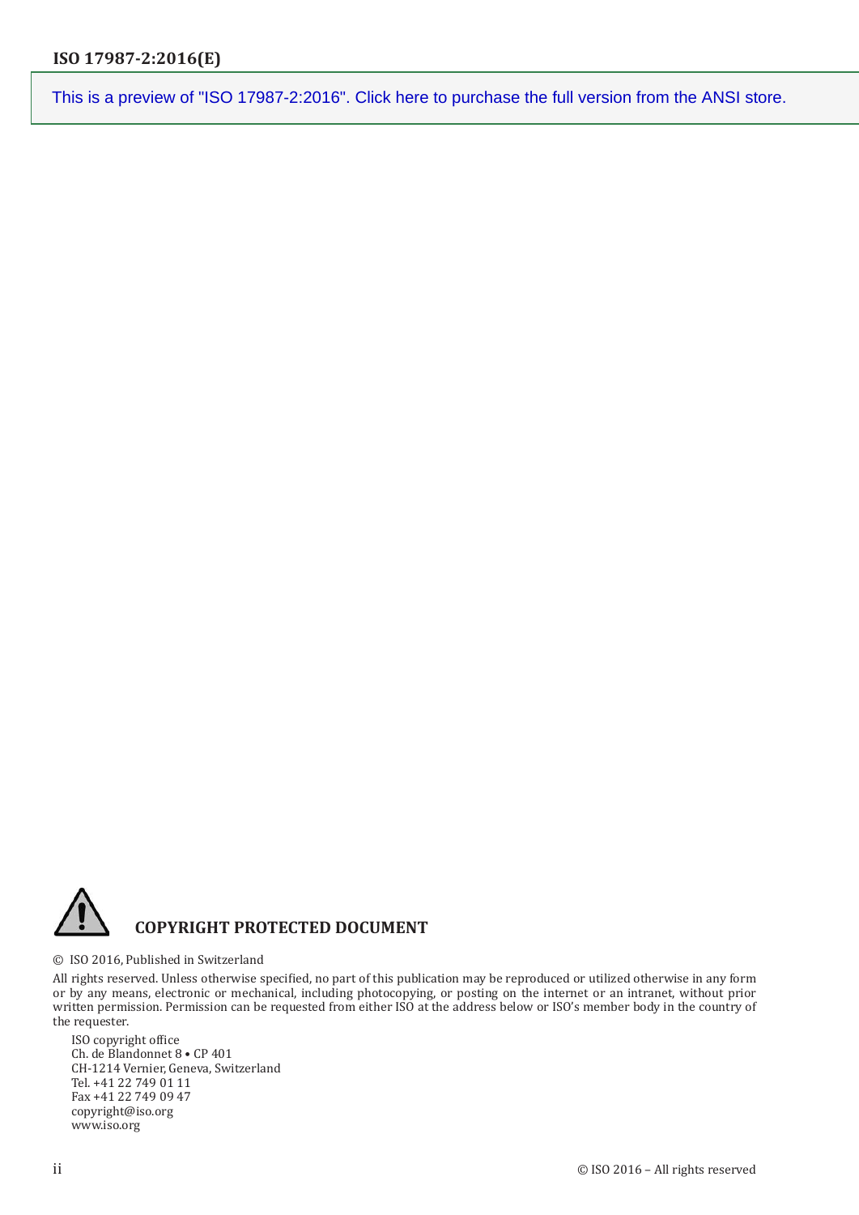This is a preview of "ISO 17987-2:2016". Click here to purchase the full version from the ANSI store.

## COPYRIGHT PROTECTED DOCUMENT

© ISO 2016, Published in Switzerland

All rights reserved. Unless otherwise specified, no part of this publication may be reproduced or utilized otherwise in any form or by any means, electronic or mechanical, including photocopying, or posting on the internet or an intranet, without prior written permission. Permission can be requested from either ISO at the address below or ISO's member body in the country of the requester.

ISO copyright office
Ch. de Blandonnet 8 • CP 401
CH-1214 Vernier, Geneva, Switzerland
Tel. +41 22 749 01 11
Fax +41 22 749 09 47
copyright@iso.org
www.iso.org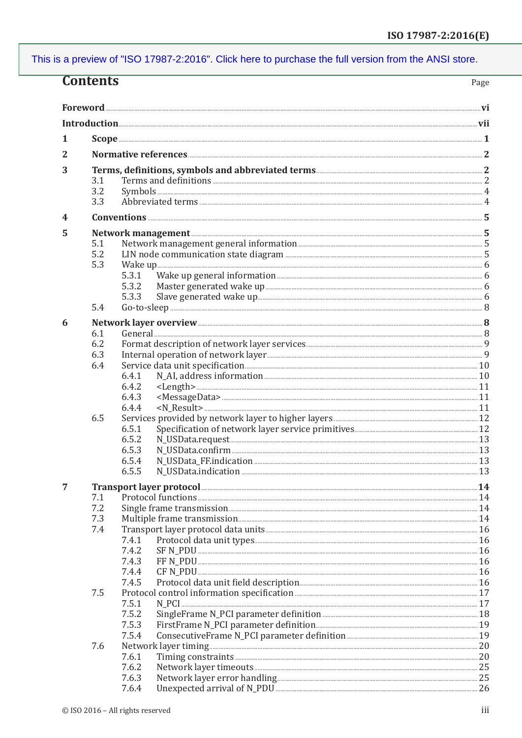This is a preview of "ISO 17987-2:2016". Click here to purchase the full version from the ANSI store.

# Contents

| | Page |
|---|---|
| **Foreword** | **vi** |
| **Introduction** | **vii** |
| **1 Scope** | **1** |
| **2 Normative references** | **2** |
| **3 Terms, definitions, symbols and abbreviated terms** | **2** |
| 3.1 Terms and definitions | 2 |
| 3.2 Symbols | 4 |
| 3.3 Abbreviated terms | 4 |
| **4 Conventions** | **5** |
| **5 Network management** | **5** |
| 5.1 Network management general information | 5 |
| 5.2 LIN node communication state diagram | 5 |
| 5.3 Wake up | 6 |
| 5.3.1 Wake up general information | 6 |
| 5.3.2 Master generated wake up | 6 |
| 5.3.3 Slave generated wake up | 6 |
| 5.4 Go-to-sleep | 8 |
| **6 Network layer overview** | **8** |
| 6.1 General | 8 |
| 6.2 Format description of network layer services | 9 |
| 6.3 Internal operation of network layer | 9 |
| 6.4 Service data unit specification | 10 |
| 6.4.1 N_AI, address information | 10 |
| 6.4.2 <Length> | 11 |
| 6.4.3 <MessageData> | 11 |
| 6.4.4 <N_Result> | 11 |
| 6.5 Services provided by network layer to higher layers | 12 |
| 6.5.1 Specification of network layer service primitives | 12 |
| 6.5.2 N_USData.request | 13 |
| 6.5.3 N_USData.confirm | 13 |
| 6.5.4 N_USData_FF.indication | 13 |
| 6.5.5 N_USData.indication | 13 |
| **7 Transport layer protocol** | **14** |
| 7.1 Protocol functions | 14 |
| 7.2 Single frame transmission | 14 |
| 7.3 Multiple frame transmission | 14 |
| 7.4 Transport layer protocol data units | 16 |
| 7.4.1 Protocol data unit types | 16 |
| 7.4.2 SF N_PDU | 16 |
| 7.4.3 FF N_PDU | 16 |
| 7.4.4 CF N_PDU | 16 |
| 7.4.5 Protocol data unit field description | 16 |
| 7.5 Protocol control information specification | 17 |
| 7.5.1 N_PCI | 17 |
| 7.5.2 SingleFrame N_PCI parameter definition | 18 |
| 7.5.3 FirstFrame N_PCI parameter definition | 19 |
| 7.5.4 ConsecutiveFrame N_PCI parameter definition | 19 |
| 7.6 Network layer timing | 20 |
| 7.6.1 Timing constraints | 20 |
| 7.6.2 Network layer timeouts | 25 |
| 7.6.3 Network layer error handling | 25 |
| 7.6.4 Unexpected arrival of N_PDU | 26 |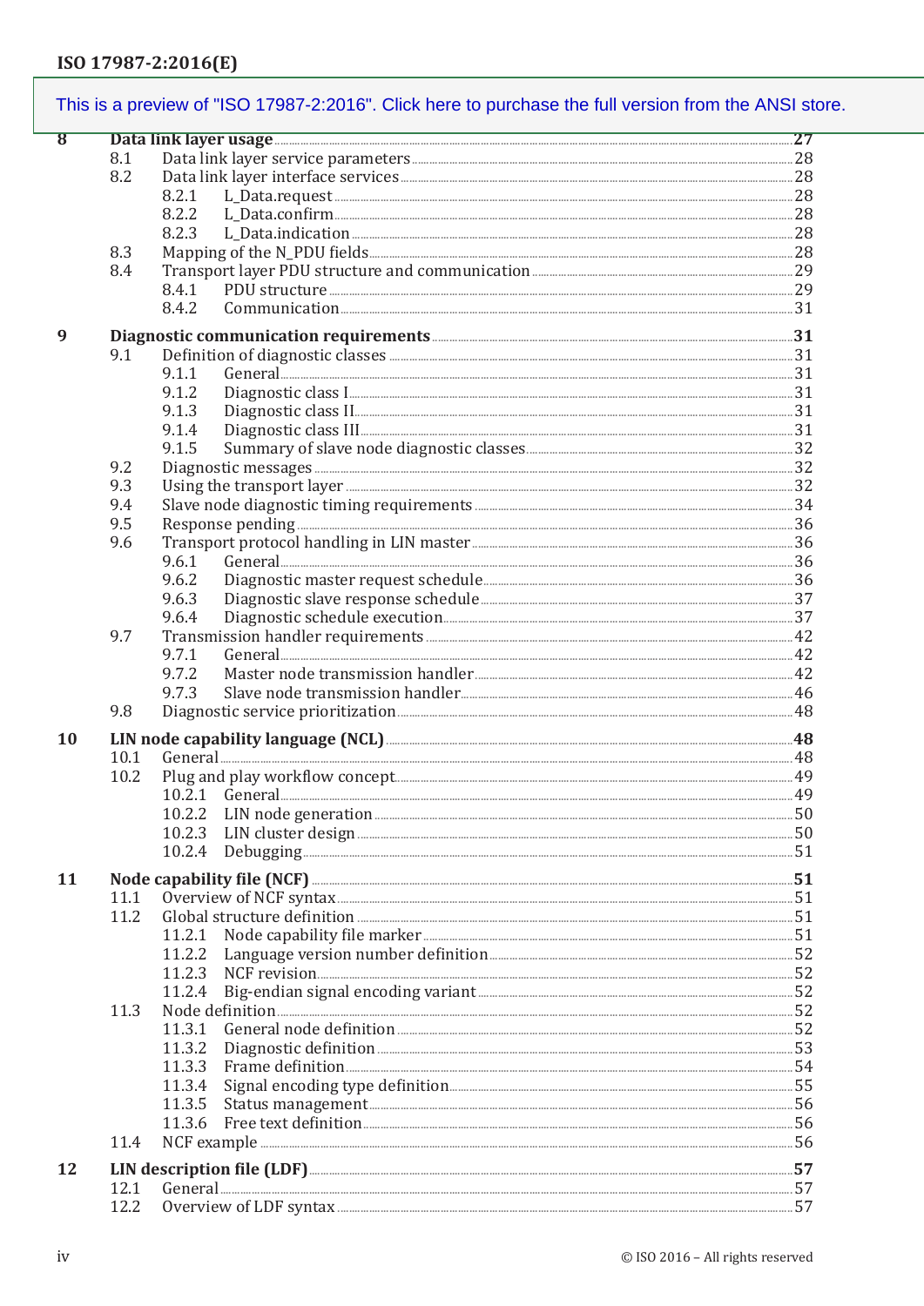This is a preview of "ISO 17987-2:2016". Click here to purchase the full version from the ANSI store.

| | | |
|---|---|---|
| **8** | **Data link layer usage** | **27** |
| 8.1 | Data link layer service parameters | 28 |
| 8.2 | Data link layer interface services | 28 |
| 8.2.1 | L_Data.request | 28 |
| 8.2.2 | L_Data.confirm | 28 |
| 8.2.3 | L_Data.indication | 28 |
| 8.3 | Mapping of the N_PDU fields | 28 |
| 8.4 | Transport layer PDU structure and communication | 29 |
| 8.4.1 | PDU structure | 29 |
| 8.4.2 | Communication | 31 |
| **9** | **Diagnostic communication requirements** | **31** |
| 9.1 | Definition of diagnostic classes | 31 |
| 9.1.1 | General | 31 |
| 9.1.2 | Diagnostic class I | 31 |
| 9.1.3 | Diagnostic class II | 31 |
| 9.1.4 | Diagnostic class III | 31 |
| 9.1.5 | Summary of slave node diagnostic classes | 32 |
| 9.2 | Diagnostic messages | 32 |
| 9.3 | Using the transport layer | 32 |
| 9.4 | Slave node diagnostic timing requirements | 34 |
| 9.5 | Response pending | 36 |
| 9.6 | Transport protocol handling in LIN master | 36 |
| 9.6.1 | General | 36 |
| 9.6.2 | Diagnostic master request schedule | 36 |
| 9.6.3 | Diagnostic slave response schedule | 37 |
| 9.6.4 | Diagnostic schedule execution | 37 |
| 9.7 | Transmission handler requirements | 42 |
| 9.7.1 | General | 42 |
| 9.7.2 | Master node transmission handler | 42 |
| 9.7.3 | Slave node transmission handler | 46 |
| 9.8 | Diagnostic service prioritization | 48 |
| **10** | **LIN node capability language (NCL)** | **48** |
| 10.1 | General | 48 |
| 10.2 | Plug and play workflow concept | 49 |
| 10.2.1 | General | 49 |
| 10.2.2 | LIN node generation | 50 |
| 10.2.3 | LIN cluster design | 50 |
| 10.2.4 | Debugging | 51 |
| **11** | **Node capability file (NCF)** | **51** |
| 11.1 | Overview of NCF syntax | 51 |
| 11.2 | Global structure definition | 51 |
| 11.2.1 | Node capability file marker | 51 |
| 11.2.2 | Language version number definition | 52 |
| 11.2.3 | NCF revision | 52 |
| 11.2.4 | Big-endian signal encoding variant | 52 |
| 11.3 | Node definition | 52 |
| 11.3.1 | General node definition | 52 |
| 11.3.2 | Diagnostic definition | 53 |
| 11.3.3 | Frame definition | 54 |
| 11.3.4 | Signal encoding type definition | 55 |
| 11.3.5 | Status management | 56 |
| 11.3.6 | Free text definition | 56 |
| 11.4 | NCF example | 56 |
| **12** | **LIN description file (LDF)** | **57** |
| 12.1 | General | 57 |
| 12.2 | Overview of LDF syntax | 57 |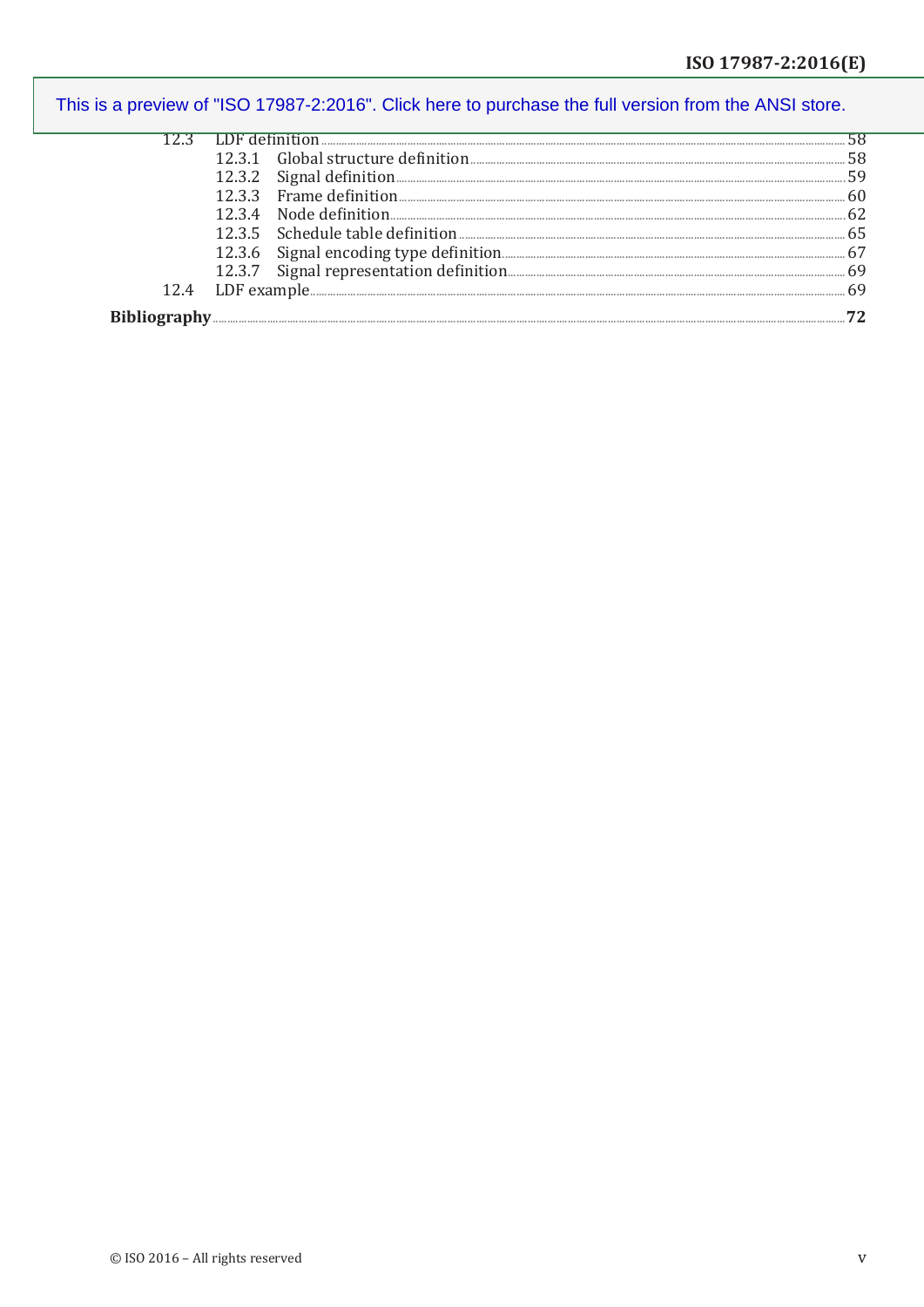This is a preview of "ISO 17987-2:2016". Click here to purchase the full version from the ANSI store.

12.3 LDF definition ..... 58
- 12.3.1 Global structure definition ..... 58
- 12.3.2 Signal definition ..... 59
- 12.3.3 Frame definition ..... 60
- 12.3.4 Node definition ..... 62
- 12.3.5 Schedule table definition ..... 65
- 12.3.6 Signal encoding type definition ..... 67
- 12.3.7 Signal representation definition ..... 69

12.4 LDF example ..... 69

**Bibliography ..... 72**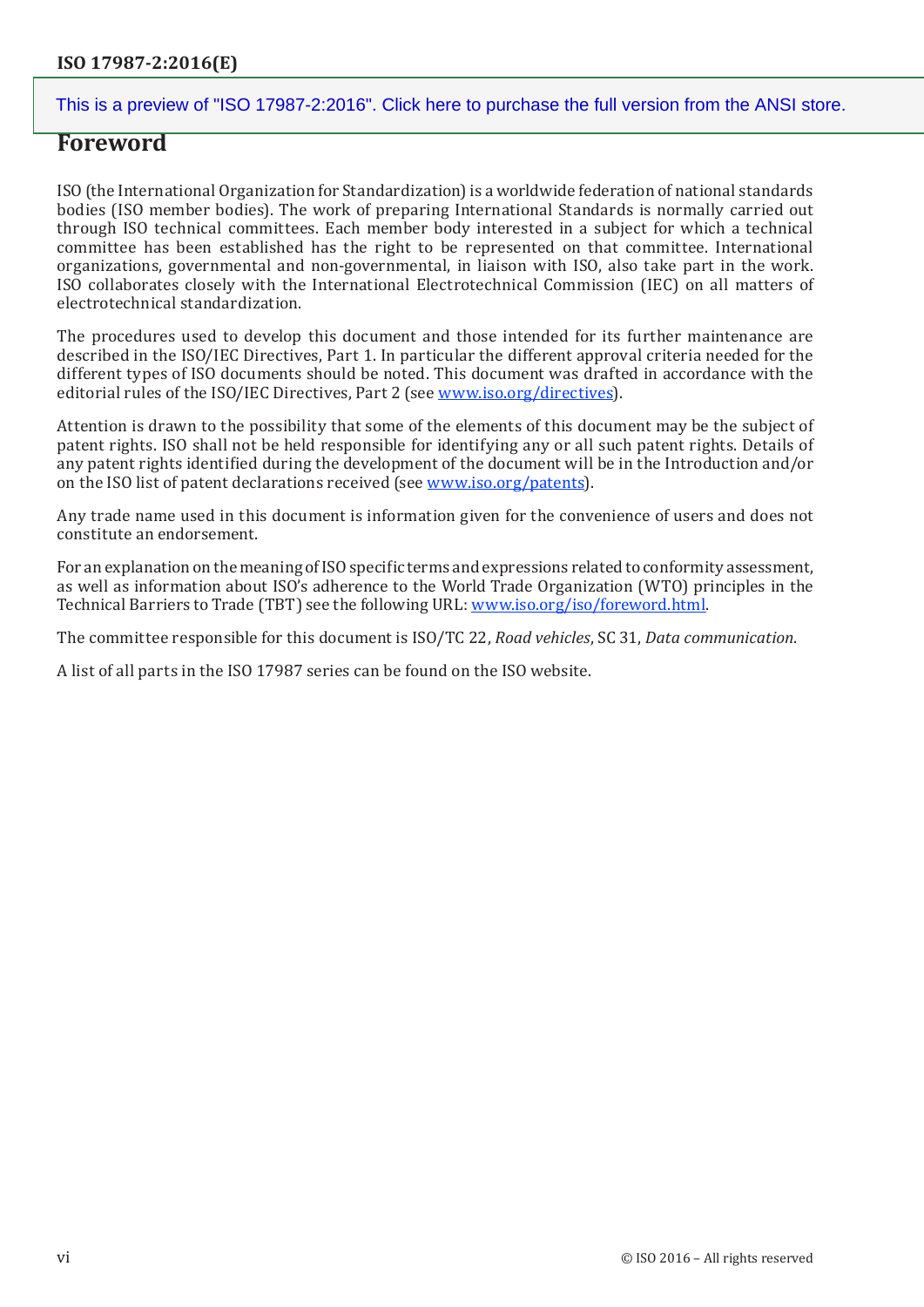## Foreword

ISO (the International Organization for Standardization) is a worldwide federation of national standards bodies (ISO member bodies). The work of preparing International Standards is normally carried out through ISO technical committees. Each member body interested in a subject for which a technical committee has been established has the right to be represented on that committee. International organizations, governmental and non-governmental, in liaison with ISO, also take part in the work. ISO collaborates closely with the International Electrotechnical Commission (IEC) on all matters of electrotechnical standardization.

The procedures used to develop this document and those intended for its further maintenance are described in the ISO/IEC Directives, Part 1. In particular the different approval criteria needed for the different types of ISO documents should be noted. This document was drafted in accordance with the editorial rules of the ISO/IEC Directives, Part 2 (see www.iso.org/directives).

Attention is drawn to the possibility that some of the elements of this document may be the subject of patent rights. ISO shall not be held responsible for identifying any or all such patent rights. Details of any patent rights identified during the development of the document will be in the Introduction and/or on the ISO list of patent declarations received (see www.iso.org/patents).

Any trade name used in this document is information given for the convenience of users and does not constitute an endorsement.

For an explanation on the meaning of ISO specific terms and expressions related to conformity assessment, as well as information about ISO's adherence to the World Trade Organization (WTO) principles in the Technical Barriers to Trade (TBT) see the following URL: www.iso.org/iso/foreword.html.

The committee responsible for this document is ISO/TC 22, *Road vehicles*, SC 31, *Data communication*.

A list of all parts in the ISO 17987 series can be found on the ISO website.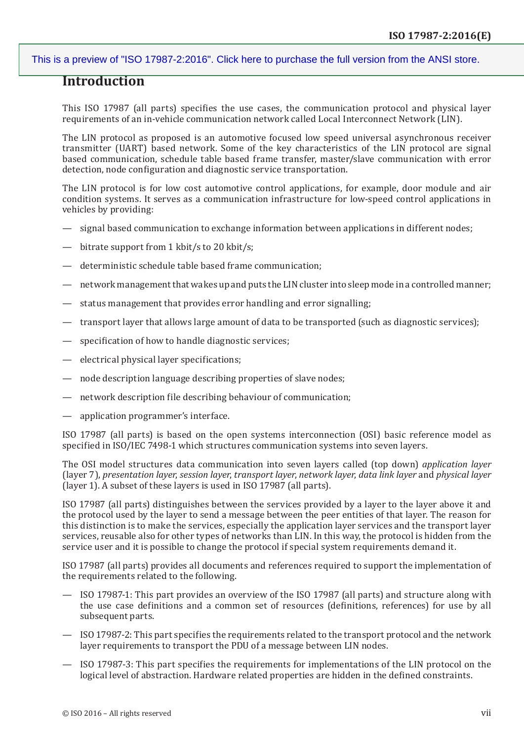# Introduction

This ISO 17987 (all parts) specifies the use cases, the communication protocol and physical layer requirements of an in-vehicle communication network called Local Interconnect Network (LIN).

The LIN protocol as proposed is an automotive focused low speed universal asynchronous receiver transmitter (UART) based network. Some of the key characteristics of the LIN protocol are signal based communication, schedule table based frame transfer, master/slave communication with error detection, node configuration and diagnostic service transportation.

The LIN protocol is for low cost automotive control applications, for example, door module and air condition systems. It serves as a communication infrastructure for low-speed control applications in vehicles by providing:

— signal based communication to exchange information between applications in different nodes;

— bitrate support from 1 kbit/s to 20 kbit/s;

— deterministic schedule table based frame communication;

— network management that wakes up and puts the LIN cluster into sleep mode in a controlled manner;

— status management that provides error handling and error signalling;

— transport layer that allows large amount of data to be transported (such as diagnostic services);

— specification of how to handle diagnostic services;

— electrical physical layer specifications;

— node description language describing properties of slave nodes;

— network description file describing behaviour of communication;

— application programmer's interface.

ISO 17987 (all parts) is based on the open systems interconnection (OSI) basic reference model as specified in ISO/IEC 7498-1 which structures communication systems into seven layers.

The OSI model structures data communication into seven layers called (top down) *application layer* (layer 7), *presentation layer*, *session layer*, *transport layer*, *network layer*, *data link layer* and *physical layer* (layer 1). A subset of these layers is used in ISO 17987 (all parts).

ISO 17987 (all parts) distinguishes between the services provided by a layer to the layer above it and the protocol used by the layer to send a message between the peer entities of that layer. The reason for this distinction is to make the services, especially the application layer services and the transport layer services, reusable also for other types of networks than LIN. In this way, the protocol is hidden from the service user and it is possible to change the protocol if special system requirements demand it.

ISO 17987 (all parts) provides all documents and references required to support the implementation of the requirements related to the following.

— ISO 17987-1: This part provides an overview of the ISO 17987 (all parts) and structure along with the use case definitions and a common set of resources (definitions, references) for use by all subsequent parts.

— ISO 17987-2: This part specifies the requirements related to the transport protocol and the network layer requirements to transport the PDU of a message between LIN nodes.

— ISO 17987-3: This part specifies the requirements for implementations of the LIN protocol on the logical level of abstraction. Hardware related properties are hidden in the defined constraints.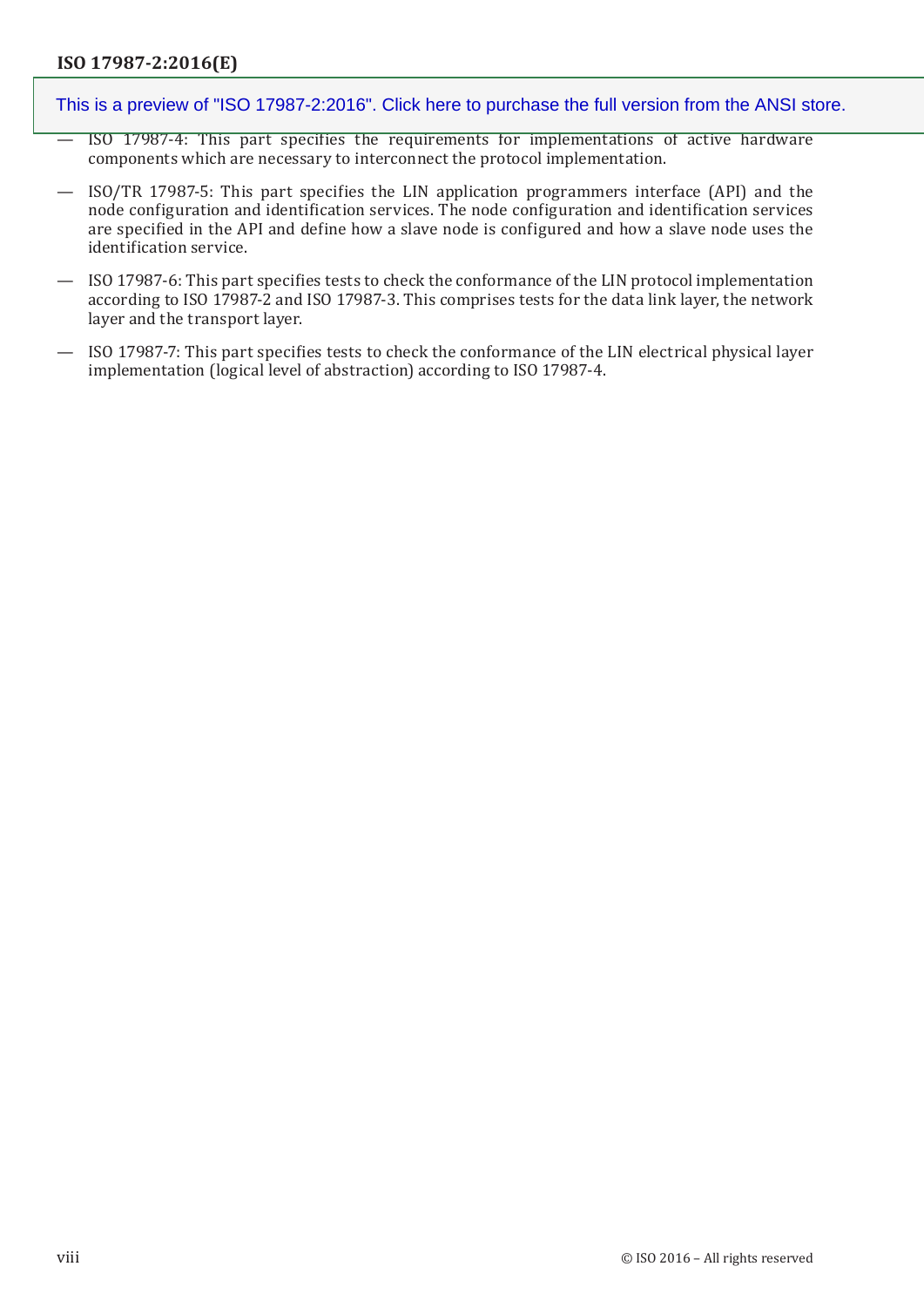- ISO 17987-4: This part specifies the requirements for implementations of active hardware components which are necessary to interconnect the protocol implementation.
- ISO/TR 17987-5: This part specifies the LIN application programmers interface (API) and the node configuration and identification services. The node configuration and identification services are specified in the API and define how a slave node is configured and how a slave node uses the identification service.
- ISO 17987-6: This part specifies tests to check the conformance of the LIN protocol implementation according to ISO 17987-2 and ISO 17987-3. This comprises tests for the data link layer, the network layer and the transport layer.
- ISO 17987-7: This part specifies tests to check the conformance of the LIN electrical physical layer implementation (logical level of abstraction) according to ISO 17987-4.